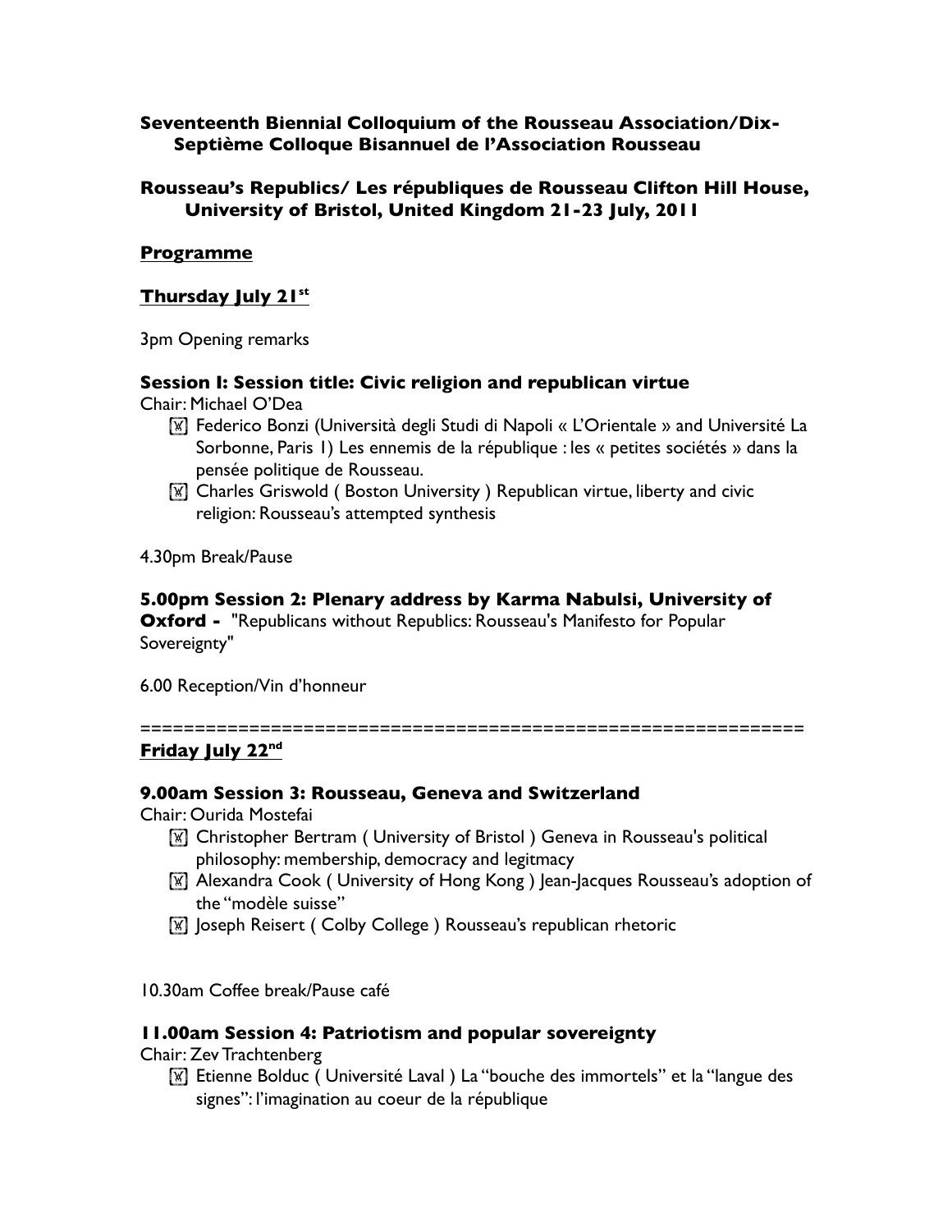**Seventeenth Biennial Colloquium of the Rousseau Association/Dix-Septième Colloque Bisannuel de l'Association Rousseau**

**Rousseau's Republics/ Les républiques de Rousseau Clifton Hill House, University of Bristol, United Kingdom 21-23 July, 2011**

## Programme

### Thursday July 21st

3pm Opening remarks

#### Session I: Session title: Civic religion and republican virtue

Chair: Michael O'Dea

- Federico Bonzi (Università degli Studi di Napoli « L'Orientale » and Université La Sorbonne, Paris 1) Les ennemis de la république : les « petites sociétés » dans la pensée politique de Rousseau.
- Charles Griswold ( Boston University ) Republican virtue, liberty and civic religion: Rousseau's attempted synthesis

4.30pm Break/Pause

**5.00pm Session 2: Plenary address by Karma Nabulsi, University of Oxford -** "Republicans without Republics: Rousseau's Manifesto for Popular Sovereignty"

6.00 Reception/Vin d'honneur

==============================================================

### Friday July 22nd

#### 9.00am Session 3: Rousseau, Geneva and Switzerland

Chair: Ourida Mostefai

- Christopher Bertram ( University of Bristol ) Geneva in Rousseau's political philosophy: membership, democracy and legitmacy
- Alexandra Cook ( University of Hong Kong ) Jean-Jacques Rousseau's adoption of the "modèle suisse"
- Joseph Reisert ( Colby College ) Rousseau's republican rhetoric

10.30am Coffee break/Pause café

#### 11.00am Session 4: Patriotism and popular sovereignty

Chair: Zev Trachtenberg

- Etienne Bolduc ( Université Laval ) La "bouche des immortels" et la "langue des signes": l'imagination au coeur de la république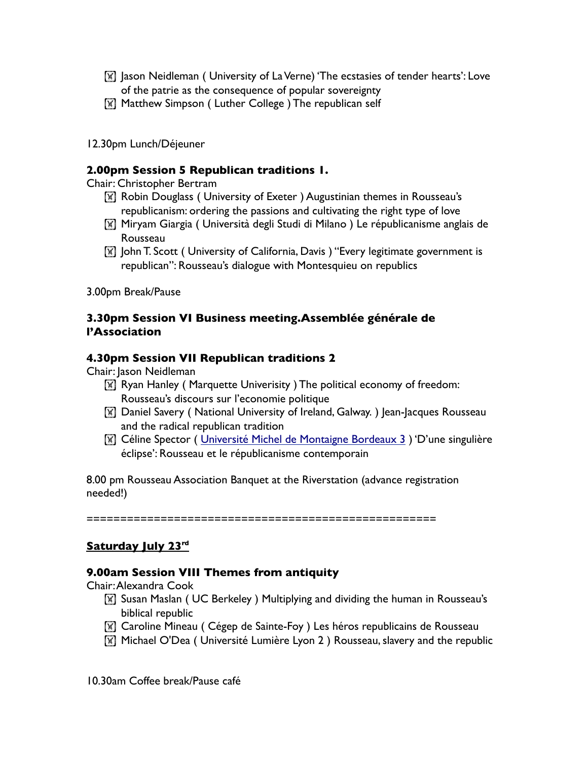- Jason Neidleman ( University of La Verne) ‘The ecstasies of tender hearts’: Love of the patrie as the consequence of popular sovereignty
- Matthew Simpson ( Luther College ) The republican self

12.30pm Lunch/Déjeuner

**2.00pm Session 5 Republican traditions 1.**

Chair: Christopher Bertram

- Robin Douglass ( University of Exeter ) Augustinian themes in Rousseau’s republicanism: ordering the passions and cultivating the right type of love
- Miryam Giargia ( Università degli Studi di Milano ) Le républicanisme anglais de Rousseau
- John T. Scott ( University of California, Davis ) “Every legitimate government is republican”: Rousseau’s dialogue with Montesquieu on republics

3.00pm Break/Pause

**3.30pm Session VI Business meeting.Assemblée générale de l’Association**

**4.30pm Session VII Republican traditions 2**

Chair: Jason Neidleman

- Ryan Hanley ( Marquette Univerisity ) The political economy of freedom: Rousseau’s discours sur l’economie politique
- Daniel Savery ( National University of Ireland, Galway. ) Jean-Jacques Rousseau and the radical republican tradition
- Céline Spector ( Université Michel de Montaigne Bordeaux 3 ) ‘D’une singulière éclipse’: Rousseau et le républicanisme contemporain

8.00 pm Rousseau Association Banquet at the Riverstation (advance registration needed!)

====================================================

## <u>Saturday July 23rd</u>

**9.00am Session VIII Themes from antiquity**

Chair: Alexandra Cook

- Susan Maslan ( UC Berkeley ) Multiplying and dividing the human in Rousseau’s biblical republic
- Caroline Mineau ( Cégep de Sainte-Foy ) Les héros republicains de Rousseau
- Michael O'Dea ( Université Lumière Lyon 2 ) Rousseau, slavery and the republic

10.30am Coffee break/Pause café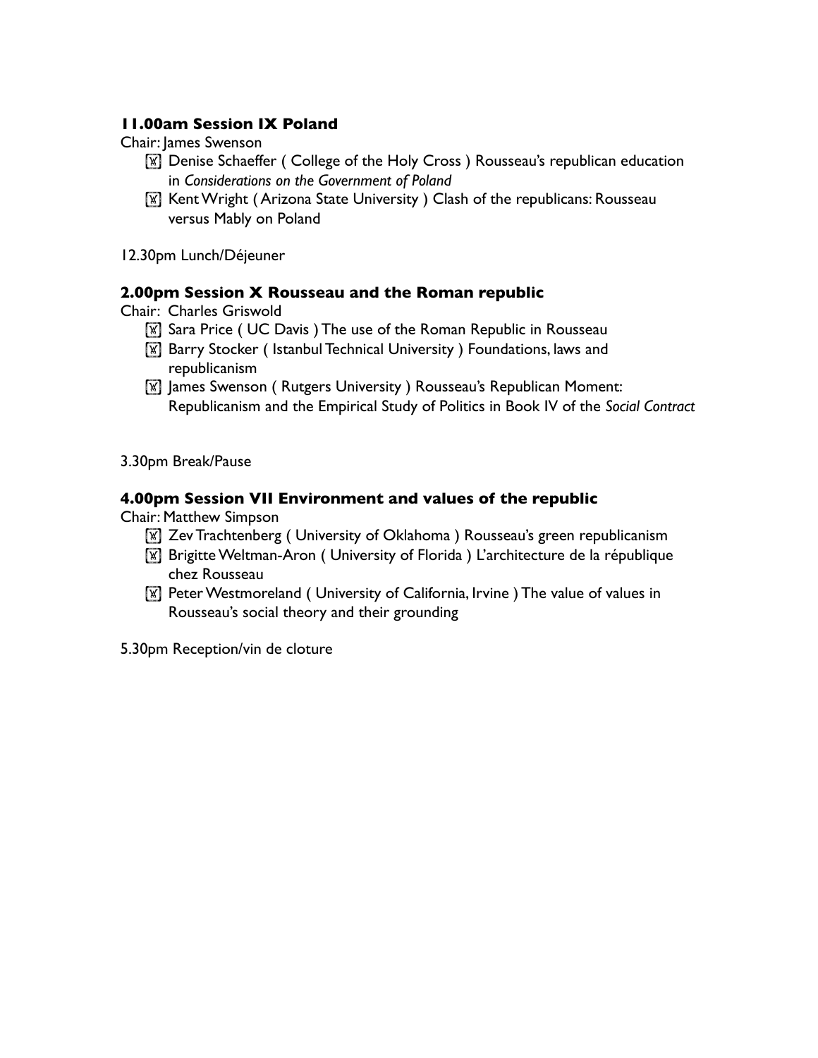### 11.00am Session IX Poland

Chair: James Swenson

- Denise Schaeffer ( College of the Holy Cross ) Rousseau's republican education in *Considerations on the Government of Poland*
- Kent Wright ( Arizona State University ) Clash of the republicans: Rousseau versus Mably on Poland

12.30pm Lunch/Déjeuner

### 2.00pm Session X Rousseau and the Roman republic

Chair: Charles Griswold

- Sara Price ( UC Davis ) The use of the Roman Republic in Rousseau
- Barry Stocker ( Istanbul Technical University ) Foundations, laws and republicanism
- James Swenson ( Rutgers University ) Rousseau's Republican Moment: Republicanism and the Empirical Study of Politics in Book IV of the *Social Contract*

3.30pm Break/Pause

### 4.00pm Session VII Environment and values of the republic

Chair: Matthew Simpson

- Zev Trachtenberg ( University of Oklahoma ) Rousseau's green republicanism
- Brigitte Weltman-Aron ( University of Florida ) L'architecture de la république chez Rousseau
- Peter Westmoreland ( University of California, Irvine ) The value of values in Rousseau's social theory and their grounding

5.30pm Reception/vin de cloture